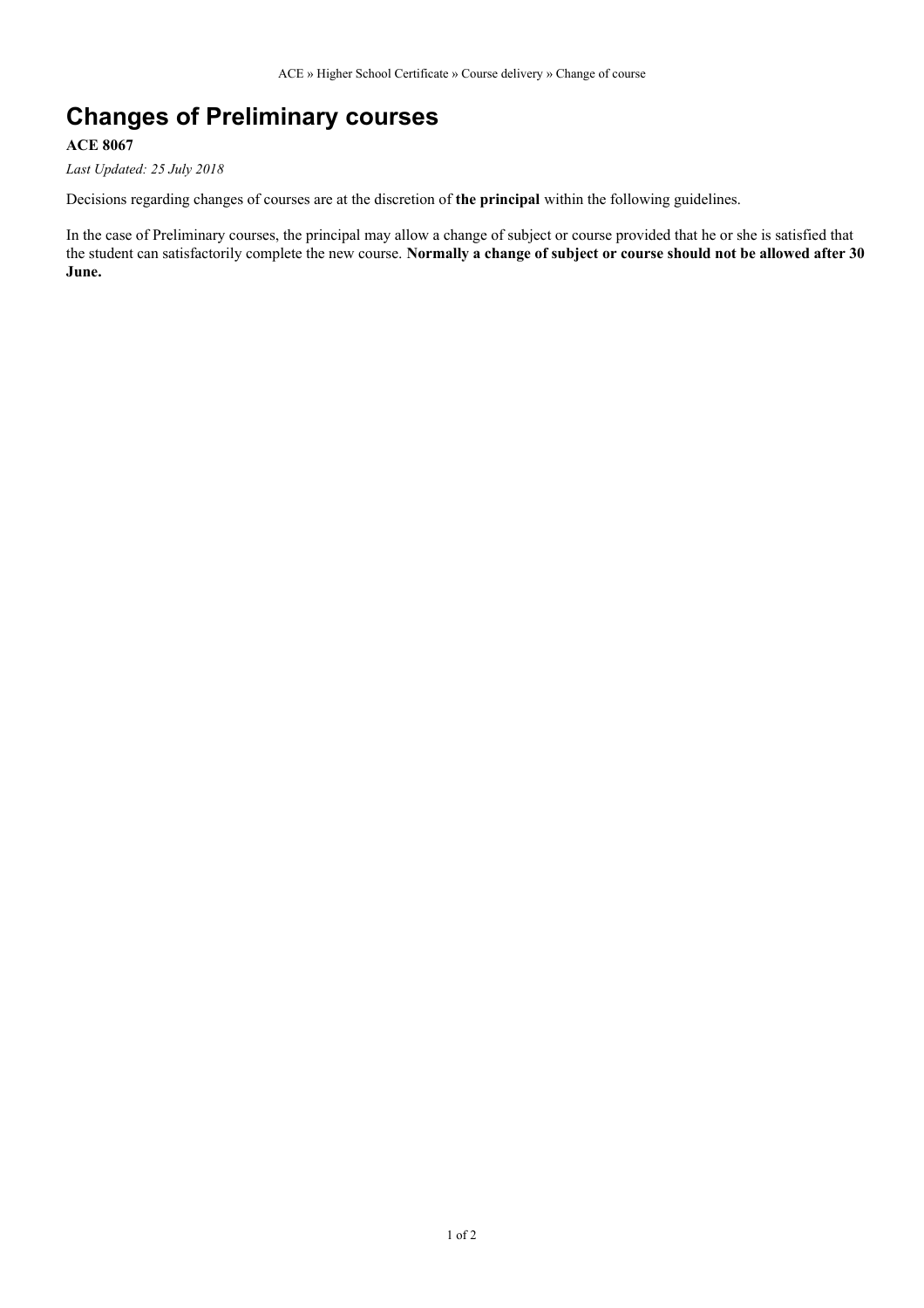ACE » Higher School Certificate » Course delivery » Change of course

# Changes of Preliminary courses

**ACE 8067**

*Last Updated: 25 July 2018*

Decisions regarding changes of courses are at the discretion of **the principal** within the following guidelines.

In the case of Preliminary courses, the principal may allow a change of subject or course provided that he or she is satisfied that the student can satisfactorily complete the new course. **Normally a change of subject or course should not be allowed after 30 June.**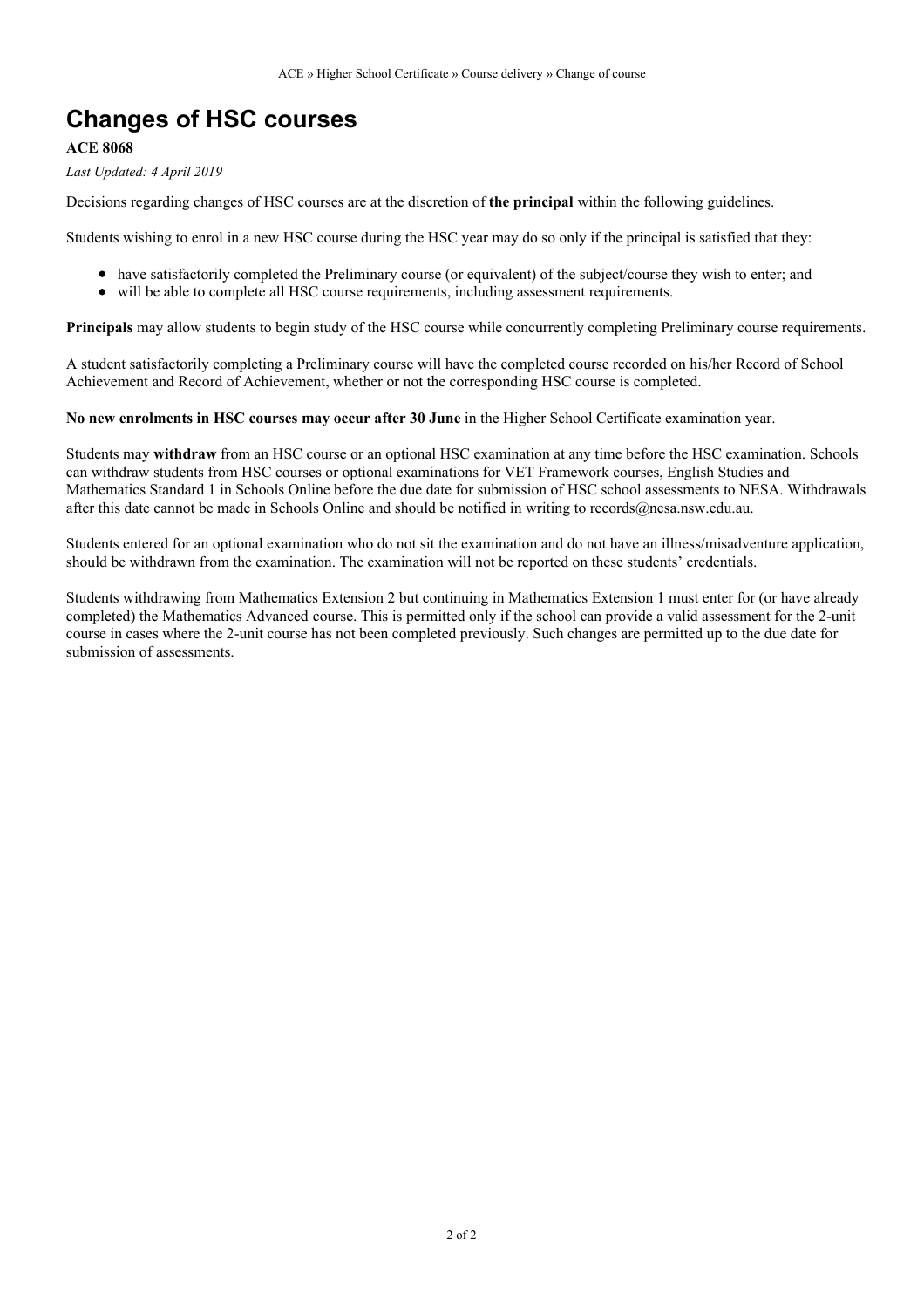# Changes of HSC courses

**ACE 8068**

*Last Updated: 4 April 2019*

Decisions regarding changes of HSC courses are at the discretion of **the principal** within the following guidelines.

Students wishing to enrol in a new HSC course during the HSC year may do so only if the principal is satisfied that they:

- have satisfactorily completed the Preliminary course (or equivalent) of the subject/course they wish to enter; and
- will be able to complete all HSC course requirements, including assessment requirements.

**Principals** may allow students to begin study of the HSC course while concurrently completing Preliminary course requirements.

A student satisfactorily completing a Preliminary course will have the completed course recorded on his/her Record of School Achievement and Record of Achievement, whether or not the corresponding HSC course is completed.

**No new enrolments in HSC courses may occur after 30 June** in the Higher School Certificate examination year.

Students may **withdraw** from an HSC course or an optional HSC examination at any time before the HSC examination. Schools can withdraw students from HSC courses or optional examinations for VET Framework courses, English Studies and Mathematics Standard 1 in Schools Online before the due date for submission of HSC school assessments to NESA. Withdrawals after this date cannot be made in Schools Online and should be notified in writing to records@nesa.nsw.edu.au.

Students entered for an optional examination who do not sit the examination and do not have an illness/misadventure application, should be withdrawn from the examination. The examination will not be reported on these students' credentials.

Students withdrawing from Mathematics Extension 2 but continuing in Mathematics Extension 1 must enter for (or have already completed) the Mathematics Advanced course. This is permitted only if the school can provide a valid assessment for the 2-unit course in cases where the 2-unit course has not been completed previously. Such changes are permitted up to the due date for submission of assessments.